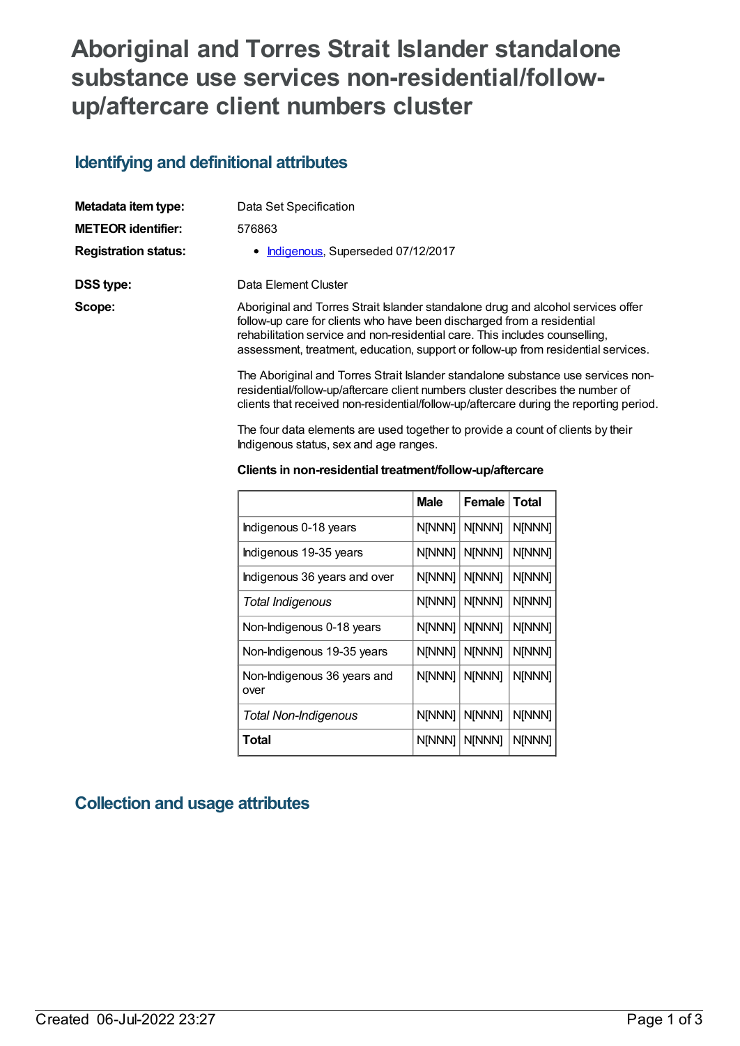# Aboriginal and Torres Strait Islander standalone substance use services non-residential/follow-up/aftercare client numbers cluster

## Identifying and definitional attributes

**Metadata item type:** Data Set Specification

**METEOR identifier:** 576863

**Registration status:**
- Indigenous, Superseded 07/12/2017

**DSS type:** Data Element Cluster

**Scope:** Aboriginal and Torres Strait Islander standalone drug and alcohol services offer follow-up care for clients who have been discharged from a residential rehabilitation service and non-residential care. This includes counselling, assessment, treatment, education, support or follow-up from residential services.

The Aboriginal and Torres Strait Islander standalone substance use services non-residential/follow-up/aftercare client numbers cluster describes the number of clients that received non-residential/follow-up/aftercare during the reporting period.

The four data elements are used together to provide a count of clients by their Indigenous status, sex and age ranges.

**Clients in non-residential treatment/follow-up/aftercare**

| | Male | Female | Total |
|---|---|---|---|
| Indigenous 0-18 years | N[NNN] | N[NNN] | N[NNN] |
| Indigenous 19-35 years | N[NNN] | N[NNN] | N[NNN] |
| Indigenous 36 years and over | N[NNN] | N[NNN] | N[NNN] |
| *Total Indigenous* | N[NNN] | N[NNN] | N[NNN] |
| Non-Indigenous 0-18 years | N[NNN] | N[NNN] | N[NNN] |
| Non-Indigenous 19-35 years | N[NNN] | N[NNN] | N[NNN] |
| Non-Indigenous 36 years and over | N[NNN] | N[NNN] | N[NNN] |
| *Total Non-Indigenous* | N[NNN] | N[NNN] | N[NNN] |
| **Total** | N[NNN] | N[NNN] | N[NNN] |

## Collection and usage attributes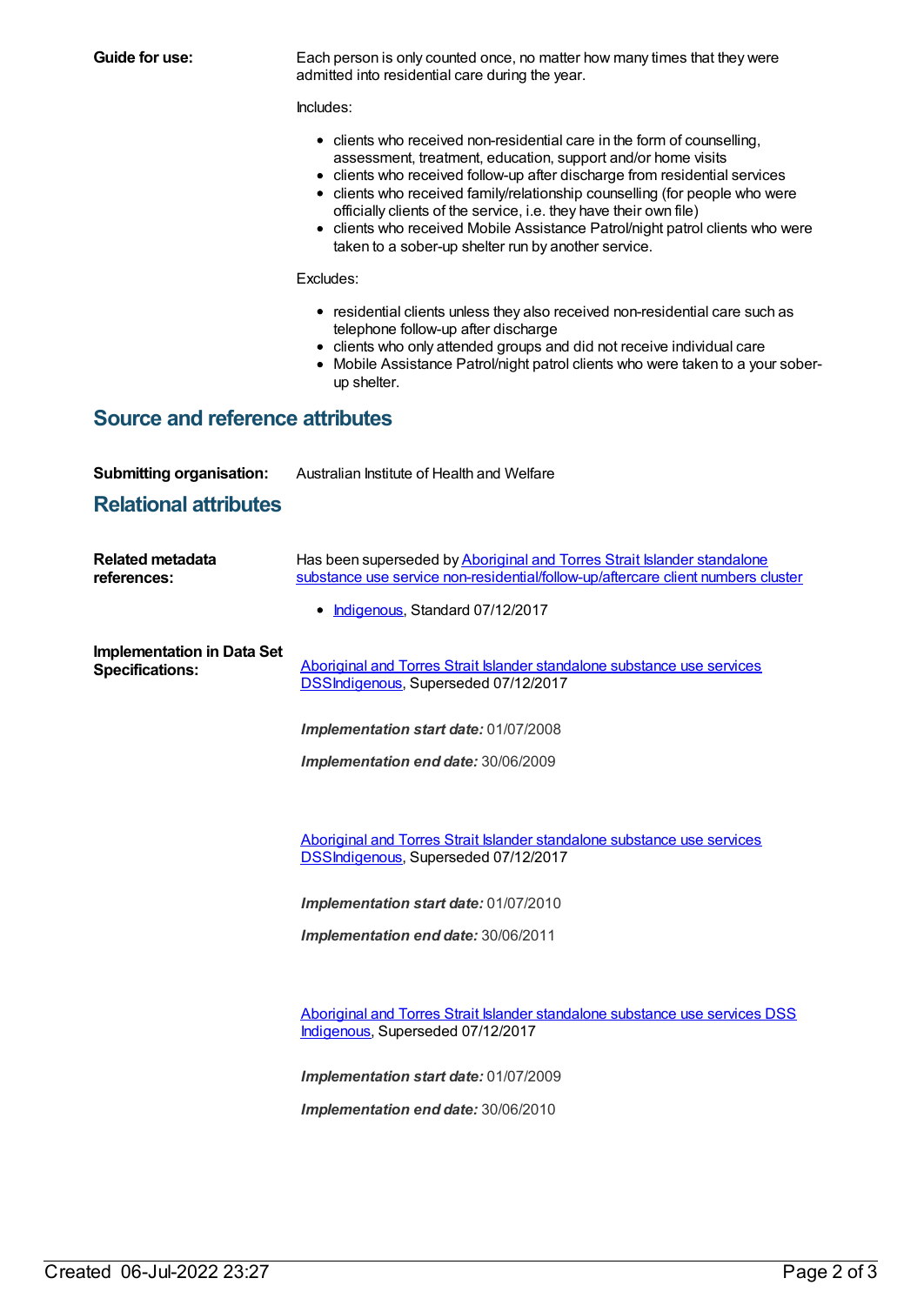**Guide for use:**

Each person is only counted once, no matter how many times that they were admitted into residential care during the year.

Includes:

- clients who received non-residential care in the form of counselling, assessment, treatment, education, support and/or home visits
- clients who received follow-up after discharge from residential services
- clients who received family/relationship counselling (for people who were officially clients of the service, i.e. they have their own file)
- clients who received Mobile Assistance Patrol/night patrol clients who were taken to a sober-up shelter run by another service.

Excludes:

- residential clients unless they also received non-residential care such as telephone follow-up after discharge
- clients who only attended groups and did not receive individual care
- Mobile Assistance Patrol/night patrol clients who were taken to a your sober-up shelter.

## Source and reference attributes

**Submitting organisation:** Australian Institute of Health and Welfare

## Relational attributes

**Related metadata references:**

Has been superseded by Aboriginal and Torres Strait Islander standalone substance use service non-residential/follow-up/aftercare client numbers cluster

- Indigenous, Standard 07/12/2017

**Implementation in Data Set Specifications:**

Aboriginal and Torres Strait Islander standalone substance use services DSSIndigenous, Superseded 07/12/2017

***Implementation start date:*** 01/07/2008

***Implementation end date:*** 30/06/2009

Aboriginal and Torres Strait Islander standalone substance use services DSSIndigenous, Superseded 07/12/2017

***Implementation start date:*** 01/07/2010

***Implementation end date:*** 30/06/2011

Aboriginal and Torres Strait Islander standalone substance use services DSS Indigenous, Superseded 07/12/2017

***Implementation start date:*** 01/07/2009

***Implementation end date:*** 30/06/2010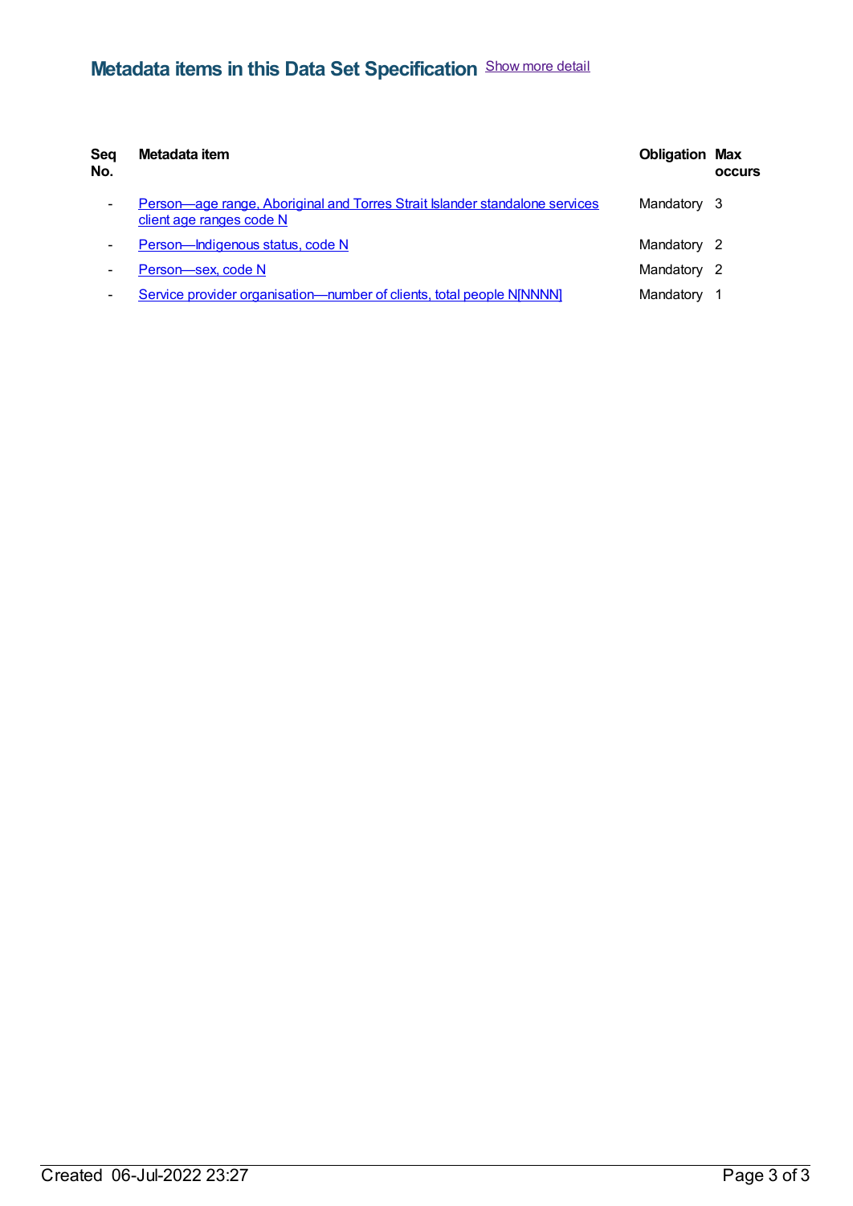## Metadata items in this Data Set Specification Show more detail

| Seq No. | Metadata item | Obligation | Max occurs |
| --- | --- | --- | --- |
| - | Person—age range, Aboriginal and Torres Strait Islander standalone services client age ranges code N | Mandatory | 3 |
| - | Person—Indigenous status, code N | Mandatory | 2 |
| - | Person—sex, code N | Mandatory | 2 |
| - | Service provider organisation—number of clients, total people N[NNNN] | Mandatory | 1 |

Created 06-Jul-2022 23:27